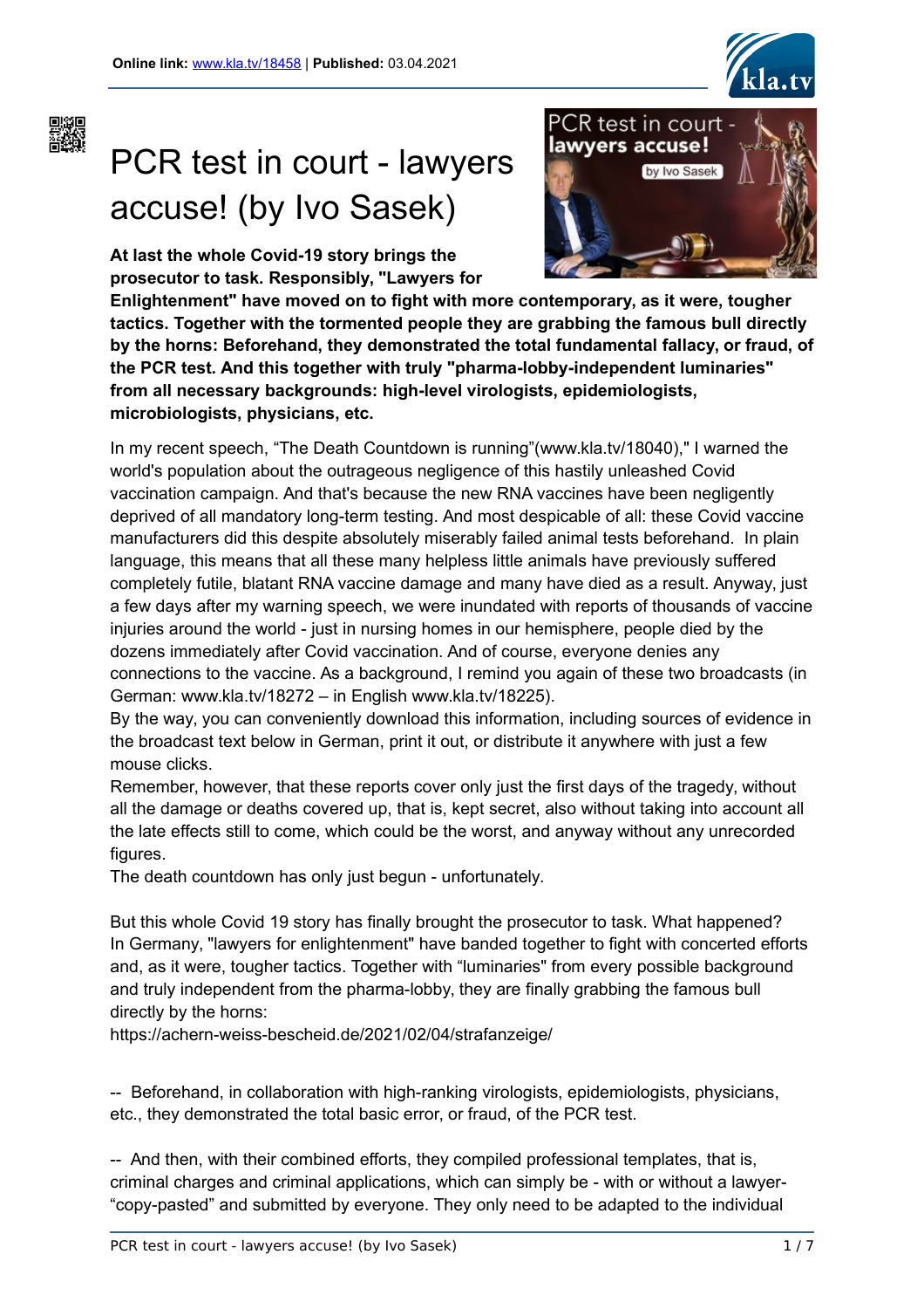**Online link:** www.kla.tv/18458 | **Published:** 03.04.2021

# PCR test in court - lawyers accuse! (by Ivo Sasek)

**At last the whole Covid-19 story brings the prosecutor to task. Responsibly, "Lawyers for Enlightenment" have moved on to fight with more contemporary, as it were, tougher tactics. Together with the tormented people they are grabbing the famous bull directly by the horns: Beforehand, they demonstrated the total fundamental fallacy, or fraud, of the PCR test. And this together with truly "pharma-lobby-independent luminaries" from all necessary backgrounds: high-level virologists, epidemiologists, microbiologists, physicians, etc.**

In my recent speech, “The Death Countdown is running”(www.kla.tv/18040)," I warned the world's population about the outrageous negligence of this hastily unleashed Covid vaccination campaign. And that's because the new RNA vaccines have been negligently deprived of all mandatory long-term testing. And most despicable of all: these Covid vaccine manufacturers did this despite absolutely miserably failed animal tests beforehand. In plain language, this means that all these many helpless little animals have previously suffered completely futile, blatant RNA vaccine damage and many have died as a result. Anyway, just a few days after my warning speech, we were inundated with reports of thousands of vaccine injuries around the world - just in nursing homes in our hemisphere, people died by the dozens immediately after Covid vaccination. And of course, everyone denies any connections to the vaccine. As a background, I remind you again of these two broadcasts (in German: www.kla.tv/18272 – in English www.kla.tv/18225).
By the way, you can conveniently download this information, including sources of evidence in the broadcast text below in German, print it out, or distribute it anywhere with just a few mouse clicks.
Remember, however, that these reports cover only just the first days of the tragedy, without all the damage or deaths covered up, that is, kept secret, also without taking into account all the late effects still to come, which could be the worst, and anyway without any unrecorded figures.
The death countdown has only just begun - unfortunately.

But this whole Covid 19 story has finally brought the prosecutor to task. What happened?
In Germany, "lawyers for enlightenment" have banded together to fight with concerted efforts and, as it were, tougher tactics. Together with “luminaries" from every possible background and truly independent from the pharma-lobby, they are finally grabbing the famous bull directly by the horns:
https://achern-weiss-bescheid.de/2021/02/04/strafanzeige/

-- Beforehand, in collaboration with high-ranking virologists, epidemiologists, physicians, etc., they demonstrated the total basic error, or fraud, of the PCR test.

-- And then, with their combined efforts, they compiled professional templates, that is, criminal charges and criminal applications, which can simply be - with or without a lawyer- “copy-pasted” and submitted by everyone. They only need to be adapted to the individual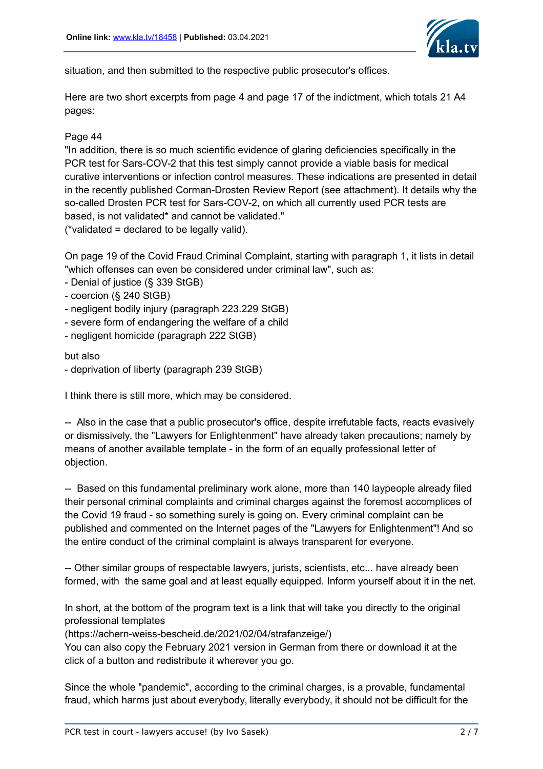situation, and then submitted to the respective public prosecutor's offices.

Here are two short excerpts from page 4 and page 17 of the indictment, which totals 21 A4 pages:

Page 44
"In addition, there is so much scientific evidence of glaring deficiencies specifically in the PCR test for Sars-COV-2 that this test simply cannot provide a viable basis for medical curative interventions or infection control measures. These indications are presented in detail in the recently published Corman-Drosten Review Report (see attachment). It details why the so-called Drosten PCR test for Sars-COV-2, on which all currently used PCR tests are based, is not validated* and cannot be validated."
(*validated = declared to be legally valid).

On page 19 of the Covid Fraud Criminal Complaint, starting with paragraph 1, it lists in detail "which offenses can even be considered under criminal law", such as:

- Denial of justice (§ 339 StGB)
- coercion (§ 240 StGB)
- negligent bodily injury (paragraph 223.229 StGB)
- severe form of endangering the welfare of a child
- negligent homicide (paragraph 222 StGB)

but also

- deprivation of liberty (paragraph 239 StGB)

I think there is still more, which may be considered.

-- Also in the case that a public prosecutor's office, despite irrefutable facts, reacts evasively or dismissively, the "Lawyers for Enlightenment" have already taken precautions; namely by means of another available template - in the form of an equally professional letter of objection.

-- Based on this fundamental preliminary work alone, more than 140 laypeople already filed their personal criminal complaints and criminal charges against the foremost accomplices of the Covid 19 fraud - so something surely is going on. Every criminal complaint can be published and commented on the Internet pages of the "Lawyers for Enlightenment"! And so the entire conduct of the criminal complaint is always transparent for everyone.

-- Other similar groups of respectable lawyers, jurists, scientists, etc... have already been formed, with the same goal and at least equally equipped. Inform yourself about it in the net.

In short, at the bottom of the program text is a link that will take you directly to the original professional templates
(https://achern-weiss-bescheid.de/2021/02/04/strafanzeige/)
You can also copy the February 2021 version in German from there or download it at the click of a button and redistribute it wherever you go.

Since the whole "pandemic", according to the criminal charges, is a provable, fundamental fraud, which harms just about everybody, literally everybody, it should not be difficult for the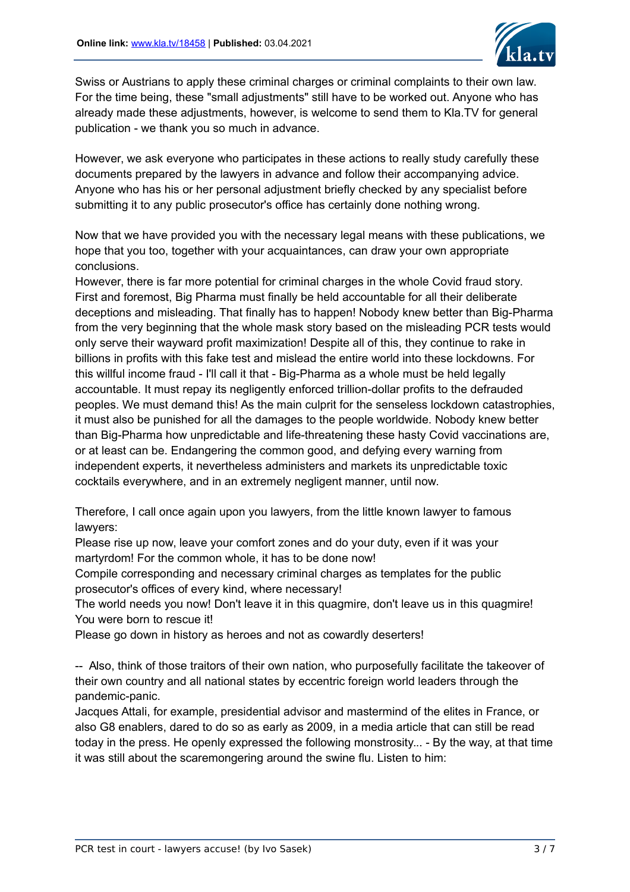Swiss or Austrians to apply these criminal charges or criminal complaints to their own law. For the time being, these "small adjustments" still have to be worked out. Anyone who has already made these adjustments, however, is welcome to send them to Kla.TV for general publication - we thank you so much in advance.

However, we ask everyone who participates in these actions to really study carefully these documents prepared by the lawyers in advance and follow their accompanying advice. Anyone who has his or her personal adjustment briefly checked by any specialist before submitting it to any public prosecutor's office has certainly done nothing wrong.

Now that we have provided you with the necessary legal means with these publications, we hope that you too, together with your acquaintances, can draw your own appropriate conclusions.
However, there is far more potential for criminal charges in the whole Covid fraud story. First and foremost, Big Pharma must finally be held accountable for all their deliberate deceptions and misleading. That finally has to happen! Nobody knew better than Big-Pharma from the very beginning that the whole mask story based on the misleading PCR tests would only serve their wayward profit maximization! Despite all of this, they continue to rake in billions in profits with this fake test and mislead the entire world into these lockdowns. For this willful income fraud - I'll call it that - Big-Pharma as a whole must be held legally accountable. It must repay its negligently enforced trillion-dollar profits to the defrauded peoples. We must demand this! As the main culprit for the senseless lockdown catastrophies, it must also be punished for all the damages to the people worldwide. Nobody knew better than Big-Pharma how unpredictable and life-threatening these hasty Covid vaccinations are, or at least can be. Endangering the common good, and defying every warning from independent experts, it nevertheless administers and markets its unpredictable toxic cocktails everywhere, and in an extremely negligent manner, until now.

Therefore, I call once again upon you lawyers, from the little known lawyer to famous lawyers:
Please rise up now, leave your comfort zones and do your duty, even if it was your martyrdom! For the common whole, it has to be done now!
Compile corresponding and necessary criminal charges as templates for the public prosecutor's offices of every kind, where necessary!
The world needs you now! Don't leave it in this quagmire, don't leave us in this quagmire! You were born to rescue it!
Please go down in history as heroes and not as cowardly deserters!

-- Also, think of those traitors of their own nation, who purposefully facilitate the takeover of their own country and all national states by eccentric foreign world leaders through the pandemic-panic.
Jacques Attali, for example, presidential advisor and mastermind of the elites in France, or also G8 enablers, dared to do so as early as 2009, in a media article that can still be read today in the press. He openly expressed the following monstrosity... - By the way, at that time it was still about the scaremongering around the swine flu. Listen to him: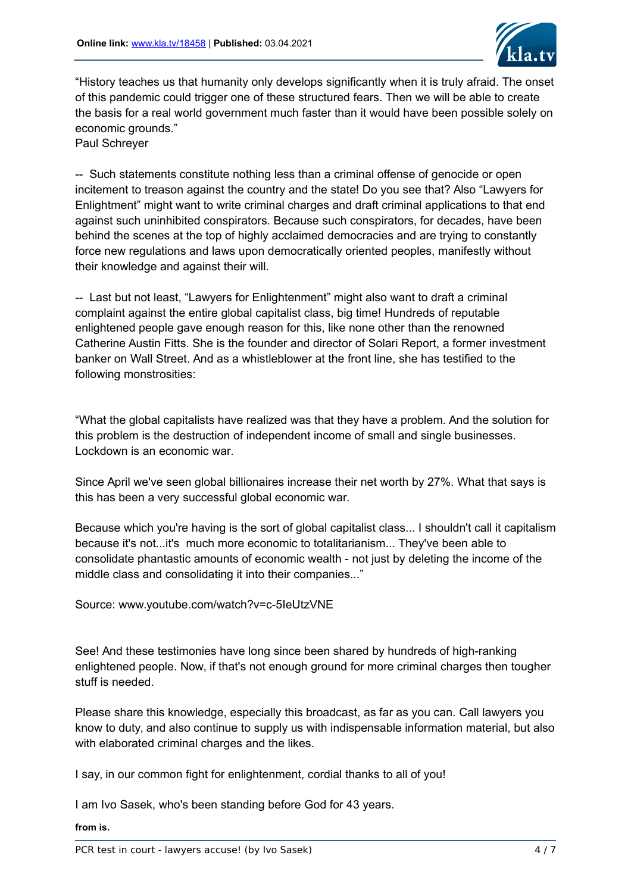“History teaches us that humanity only develops significantly when it is truly afraid. The onset of this pandemic could trigger one of these structured fears. Then we will be able to create the basis for a real world government much faster than it would have been possible solely on economic grounds.”
Paul Schreyer

-- Such statements constitute nothing less than a criminal offense of genocide or open incitement to treason against the country and the state! Do you see that? Also “Lawyers for Enlightment” might want to write criminal charges and draft criminal applications to that end against such uninhibited conspirators. Because such conspirators, for decades, have been behind the scenes at the top of highly acclaimed democracies and are trying to constantly force new regulations and laws upon democratically oriented peoples, manifestly without their knowledge and against their will.

-- Last but not least, “Lawyers for Enlightenment” might also want to draft a criminal complaint against the entire global capitalist class, big time! Hundreds of reputable enlightened people gave enough reason for this, like none other than the renowned Catherine Austin Fitts. She is the founder and director of Solari Report, a former investment banker on Wall Street. And as a whistleblower at the front line, she has testified to the following monstrosities:

“What the global capitalists have realized was that they have a problem. And the solution for this problem is the destruction of independent income of small and single businesses. Lockdown is an economic war.

Since April we've seen global billionaires increase their net worth by 27%. What that says is this has been a very successful global economic war.

Because which you're having is the sort of global capitalist class... I shouldn't call it capitalism because it's not...it's much more economic to totalitarianism... They've been able to consolidate phantastic amounts of economic wealth - not just by deleting the income of the middle class and consolidating it into their companies...”

Source: www.youtube.com/watch?v=c-5IeUtzVNE

See! And these testimonies have long since been shared by hundreds of high-ranking enlightened people. Now, if that's not enough ground for more criminal charges then tougher stuff is needed.

Please share this knowledge, especially this broadcast, as far as you can. Call lawyers you know to duty, and also continue to supply us with indispensable information material, but also with elaborated criminal charges and the likes.

I say, in our common fight for enlightenment, cordial thanks to all of you!

I am Ivo Sasek, who's been standing before God for 43 years.

**from is.**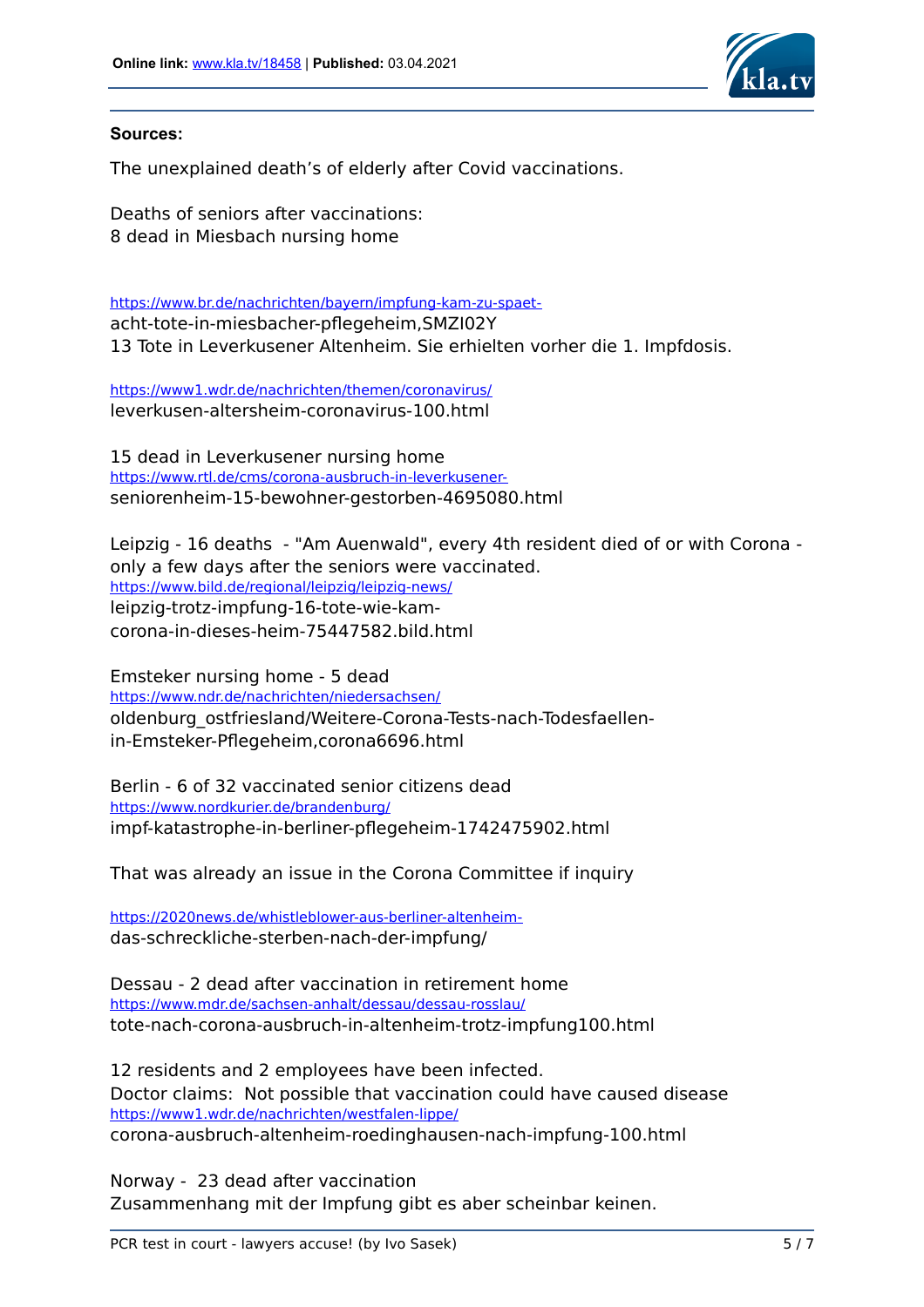**Sources:**

The unexplained death's of elderly after Covid vaccinations.

Deaths of seniors after vaccinations:
8 dead in Miesbach nursing home

https://www.br.de/nachrichten/bayern/impfung-kam-zu-spaet-acht-tote-in-miesbacher-pflegeheim,SMZI02Y
13 Tote in Leverkusener Altenheim. Sie erhielten vorher die 1. Impfdosis.

https://www1.wdr.de/nachrichten/themen/coronavirus/leverkusen-altersheim-coronavirus-100.html

15 dead in Leverkusener nursing home
https://www.rtl.de/cms/corona-ausbruch-in-leverkusener-seniorenheim-15-bewohner-gestorben-4695080.html

Leipzig - 16 deaths - "Am Auenwald", every 4th resident died of or with Corona - only a few days after the seniors were vaccinated.
https://www.bild.de/regional/leipzig/leipzig-news/leipzig-trotz-impfung-16-tote-wie-kam-corona-in-dieses-heim-75447582.bild.html

Emsteker nursing home - 5 dead
https://www.ndr.de/nachrichten/niedersachsen/oldenburg_ostfriesland/Weitere-Corona-Tests-nach-Todesfaellen-in-Emsteker-Pflegeheim,corona6696.html

Berlin - 6 of 32 vaccinated senior citizens dead
https://www.nordkurier.de/brandenburg/impf-katastrophe-in-berliner-pflegeheim-1742475902.html

That was already an issue in the Corona Committee if inquiry

https://2020news.de/whistleblower-aus-berliner-altenheim-das-schreckliche-sterben-nach-der-impfung/

Dessau - 2 dead after vaccination in retirement home
https://www.mdr.de/sachsen-anhalt/dessau/dessau-rosslau/tote-nach-corona-ausbruch-in-altenheim-trotz-impfung100.html

12 residents and 2 employees have been infected.
Doctor claims: Not possible that vaccination could have caused disease
https://www1.wdr.de/nachrichten/westfalen-lippe/corona-ausbruch-altenheim-roedinghausen-nach-impfung-100.html

Norway - 23 dead after vaccination
Zusammenhang mit der Impfung gibt es aber scheinbar keinen.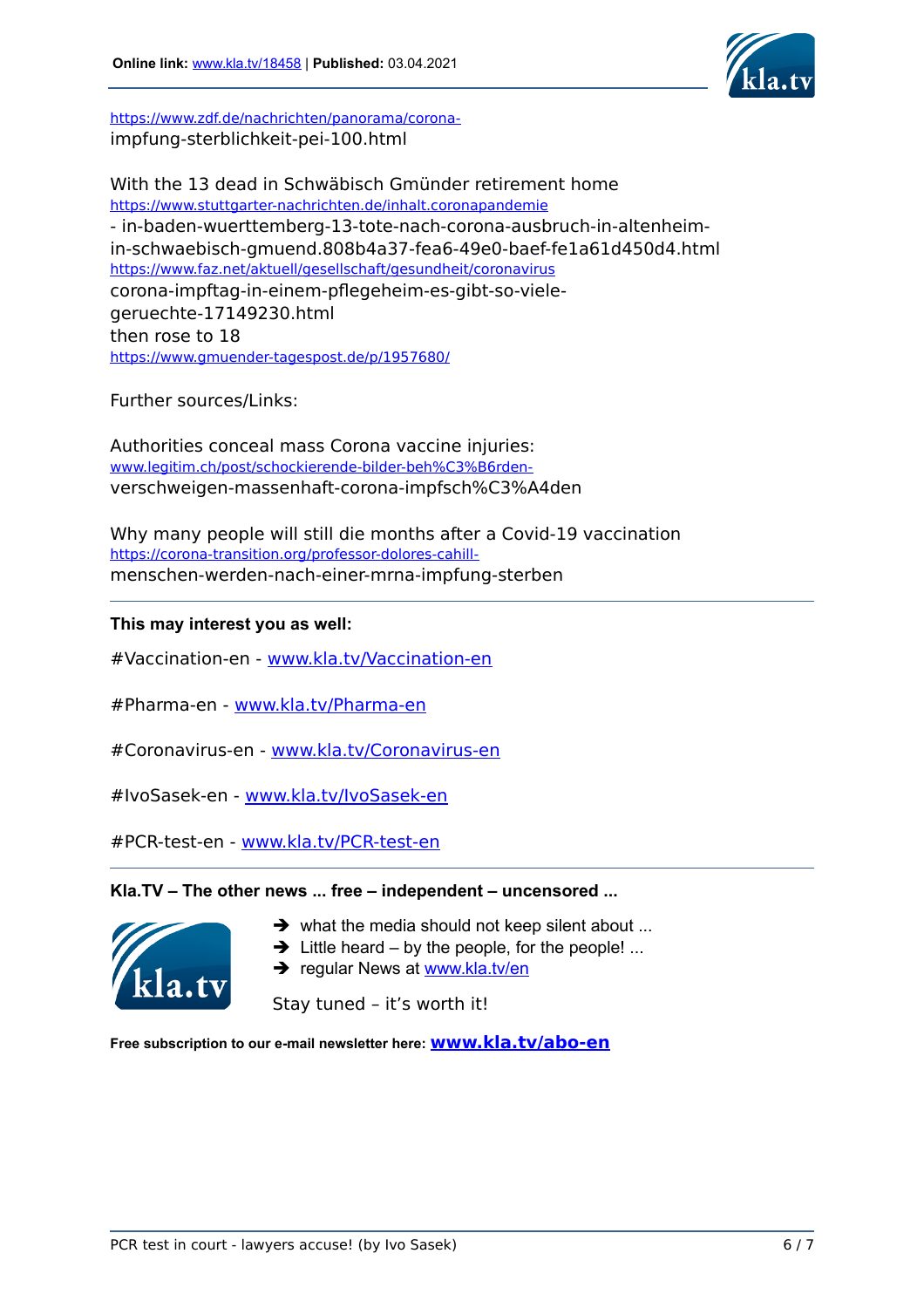https://www.zdf.de/nachrichten/panorama/corona-impfung-sterblichkeit-pei-100.html

With the 13 dead in Schwäbisch Gmünder retirement home
https://www.stuttgarter-nachrichten.de/inhalt.coronapandemie
- in-baden-wuerttemberg-13-tote-nach-corona-ausbruch-in-altenheim-in-schwaebisch-gmuend.808b4a37-fea6-49e0-baef-fe1a61d450d4.html
https://www.faz.net/aktuell/gesellschaft/gesundheit/coronavirus
corona-impftag-in-einem-pflegeheim-es-gibt-so-viele-geruechte-17149230.html
then rose to 18
https://www.gmuender-tagespost.de/p/1957680/

Further sources/Links:

Authorities conceal mass Corona vaccine injuries:
www.legitim.ch/post/schockierende-bilder-beh%C3%B6rden-verschweigen-massenhaft-corona-impfsch%C3%A4den

Why many people will still die months after a Covid-19 vaccination
https://corona-transition.org/professor-dolores-cahill-menschen-werden-nach-einer-mrna-impfung-sterben

---

**This may interest you as well:**

#Vaccination-en - www.kla.tv/Vaccination-en

#Pharma-en - www.kla.tv/Pharma-en

#Coronavirus-en - www.kla.tv/Coronavirus-en

#IvoSasek-en - www.kla.tv/IvoSasek-en

#PCR-test-en - www.kla.tv/PCR-test-en

---

**Kla.TV – The other news ... free – independent – uncensored ...**

- what the media should not keep silent about ...
- Little heard – by the people, for the people! ...
- regular News at www.kla.tv/en

Stay tuned – it's worth it!

**Free subscription to our e-mail newsletter here: www.kla.tv/abo-en**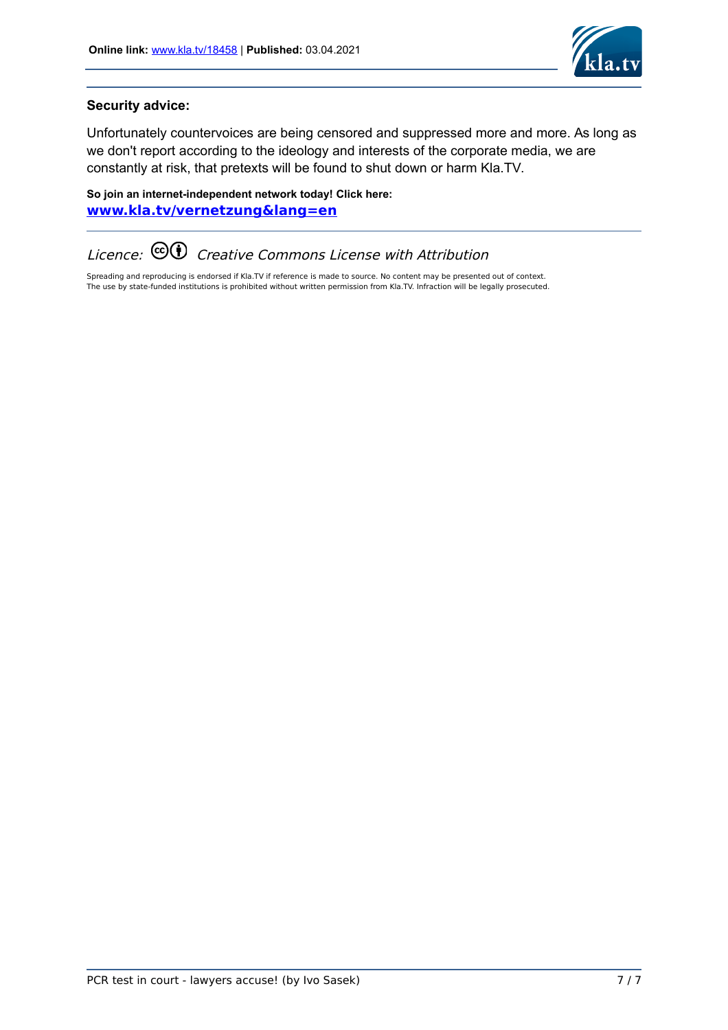### Security advice:

Unfortunately countervoices are being censored and suppressed more and more. As long as we don't report according to the ideology and interests of the corporate media, we are constantly at risk, that pretexts will be found to shut down or harm Kla.TV.

**So join an internet-independent network today! Click here:**
**www.kla.tv/vernetzung&lang=en**

*Licence: Creative Commons License with Attribution*

Spreading and reproducing is endorsed if Kla.TV if reference is made to source. No content may be presented out of context.
The use by state-funded institutions is prohibited without written permission from Kla.TV. Infraction will be legally prosecuted.